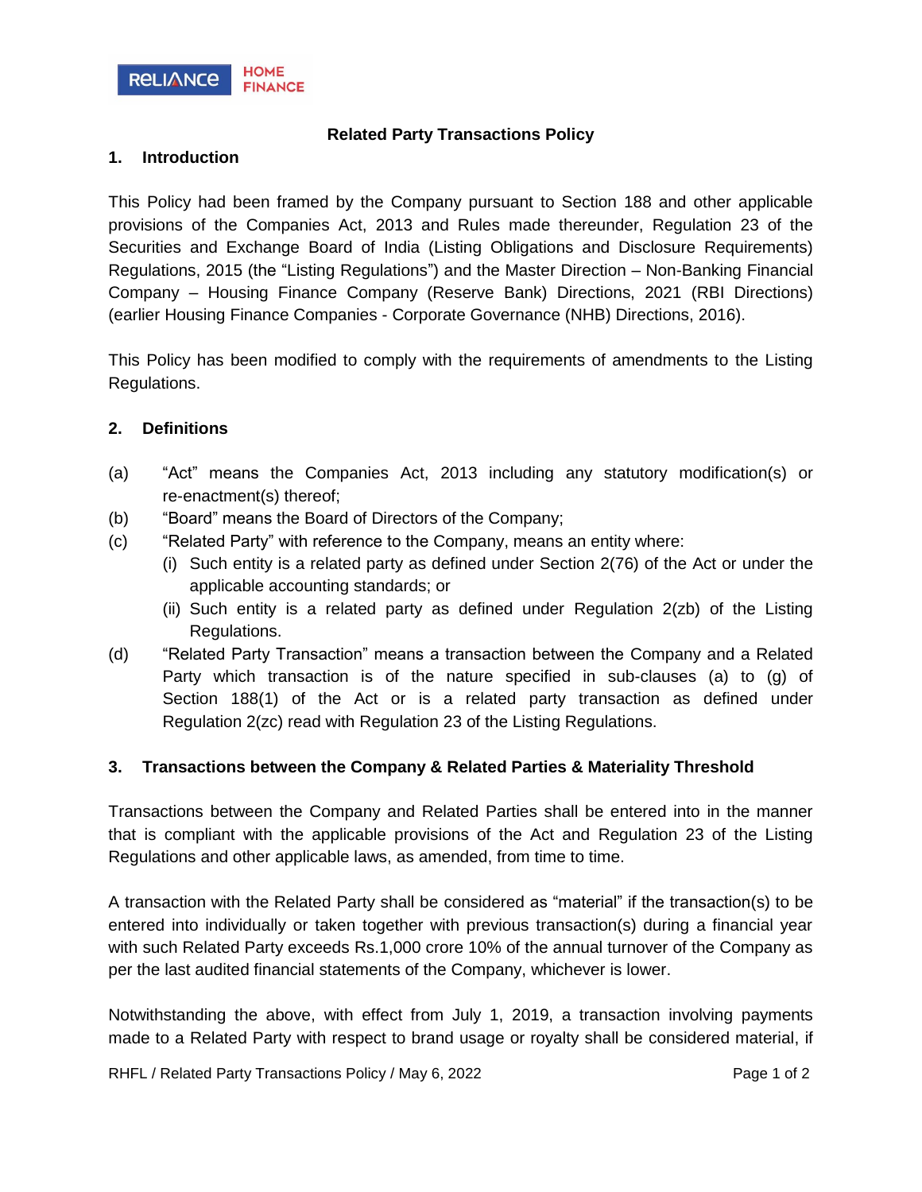# Related Party Transactions Policy

## 1. Introduction

This Policy had been framed by the Company pursuant to Section 188 and other applicable provisions of the Companies Act, 2013 and Rules made thereunder, Regulation 23 of the Securities and Exchange Board of India (Listing Obligations and Disclosure Requirements) Regulations, 2015 (the "Listing Regulations") and the Master Direction – Non-Banking Financial Company – Housing Finance Company (Reserve Bank) Directions, 2021 (RBI Directions) (earlier Housing Finance Companies - Corporate Governance (NHB) Directions, 2016).

This Policy has been modified to comply with the requirements of amendments to the Listing Regulations.

## 2. Definitions

(a) "Act" means the Companies Act, 2013 including any statutory modification(s) or re-enactment(s) thereof;

(b) "Board" means the Board of Directors of the Company;

(c) "Related Party" with reference to the Company, means an entity where:

  (i) Such entity is a related party as defined under Section 2(76) of the Act or under the applicable accounting standards; or

  (ii) Such entity is a related party as defined under Regulation 2(zb) of the Listing Regulations.

(d) "Related Party Transaction" means a transaction between the Company and a Related Party which transaction is of the nature specified in sub-clauses (a) to (g) of Section 188(1) of the Act or is a related party transaction as defined under Regulation 2(zc) read with Regulation 23 of the Listing Regulations.

## 3. Transactions between the Company & Related Parties & Materiality Threshold

Transactions between the Company and Related Parties shall be entered into in the manner that is compliant with the applicable provisions of the Act and Regulation 23 of the Listing Regulations and other applicable laws, as amended, from time to time.

A transaction with the Related Party shall be considered as "material" if the transaction(s) to be entered into individually or taken together with previous transaction(s) during a financial year with such Related Party exceeds Rs.1,000 crore 10% of the annual turnover of the Company as per the last audited financial statements of the Company, whichever is lower.

Notwithstanding the above, with effect from July 1, 2019, a transaction involving payments made to a Related Party with respect to brand usage or royalty shall be considered material, if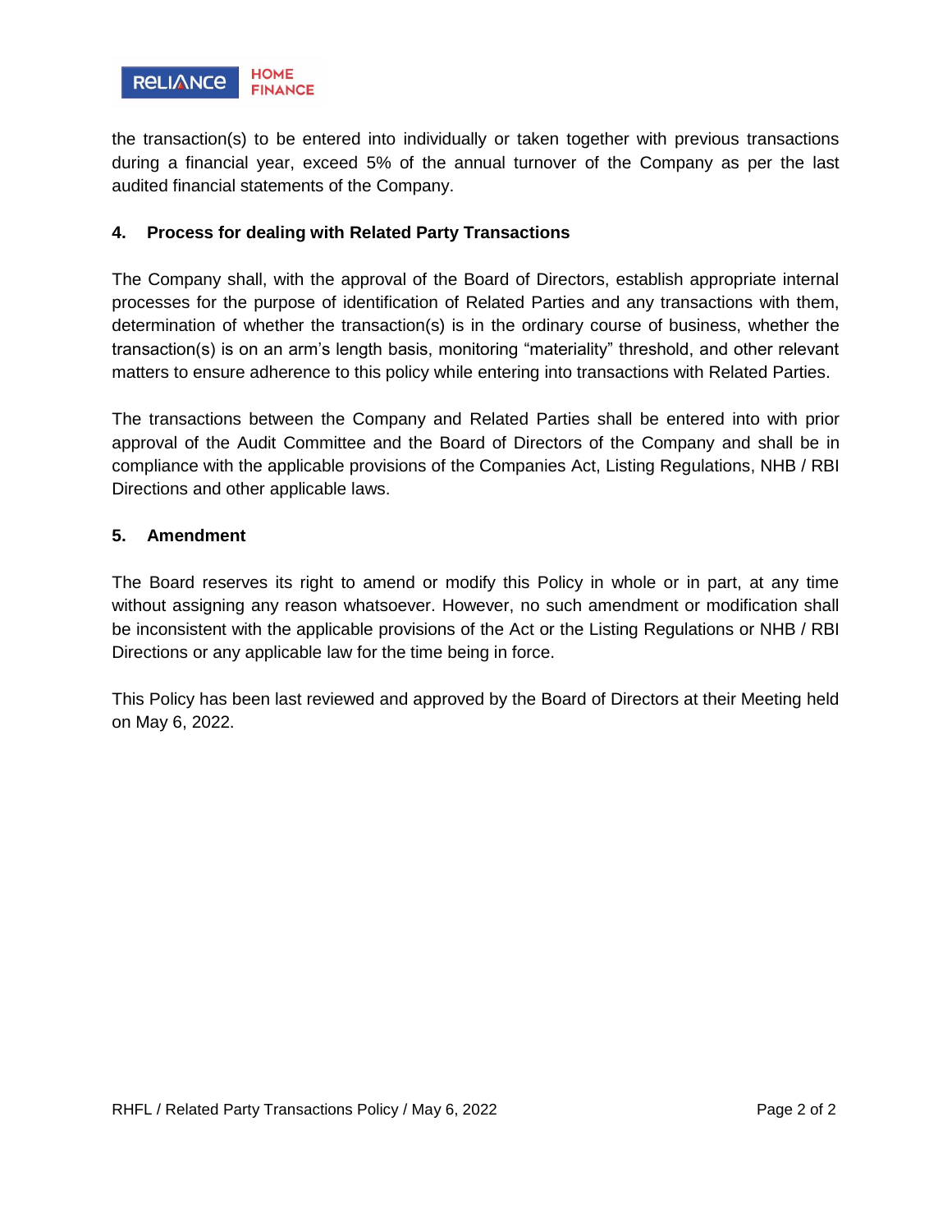the transaction(s) to be entered into individually or taken together with previous transactions during a financial year, exceed 5% of the annual turnover of the Company as per the last audited financial statements of the Company.

## 4. Process for dealing with Related Party Transactions

The Company shall, with the approval of the Board of Directors, establish appropriate internal processes for the purpose of identification of Related Parties and any transactions with them, determination of whether the transaction(s) is in the ordinary course of business, whether the transaction(s) is on an arm's length basis, monitoring "materiality" threshold, and other relevant matters to ensure adherence to this policy while entering into transactions with Related Parties.

The transactions between the Company and Related Parties shall be entered into with prior approval of the Audit Committee and the Board of Directors of the Company and shall be in compliance with the applicable provisions of the Companies Act, Listing Regulations, NHB / RBI Directions and other applicable laws.

## 5. Amendment

The Board reserves its right to amend or modify this Policy in whole or in part, at any time without assigning any reason whatsoever. However, no such amendment or modification shall be inconsistent with the applicable provisions of the Act or the Listing Regulations or NHB / RBI Directions or any applicable law for the time being in force.

This Policy has been last reviewed and approved by the Board of Directors at their Meeting held on May 6, 2022.